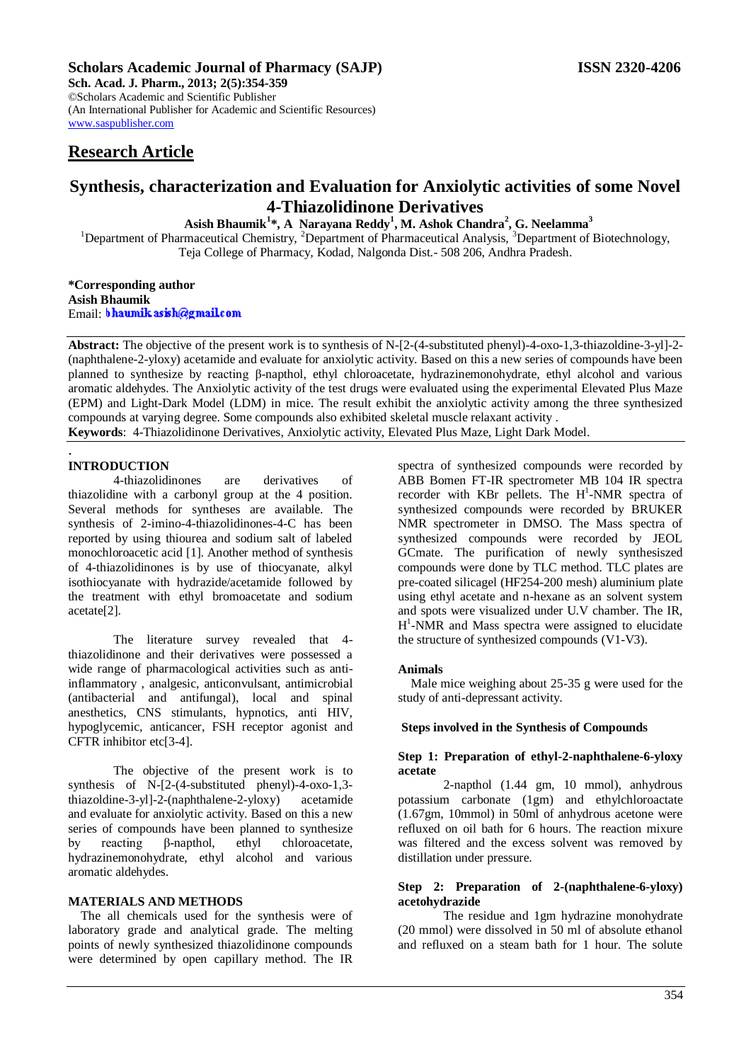**Scholars Academic Journal of Pharmacy (SAJP)** **ISSN 2320-4206**

**Sch. Acad. J. Pharm., 2013; 2(5):354-359**
©Scholars Academic and Scientific Publisher
(An International Publisher for Academic and Scientific Resources)
www.saspublisher.com

## Research Article

# Synthesis, characterization and Evaluation for Anxiolytic activities of some Novel 4-Thiazolidinone Derivatives

**Asish Bhaumik[1]\*, A Narayana Reddy[1], M. Ashok Chandra[2], G. Neelamma[3]**

[1]Department of Pharmaceutical Chemistry, [2]Department of Pharmaceutical Analysis, [3]Department of Biotechnology, Teja College of Pharmacy, Kodad, Nalgonda Dist.- 508 206, Andhra Pradesh.

**\*Corresponding author**
**Asish Bhaumik**
Email: bhaumik.asish@gmail.com

**Abstract:** The objective of the present work is to synthesis of N-[2-(4-substituted phenyl)-4-oxo-1,3-thiazoldine-3-yl]-2-(naphthalene-2-yloxy) acetamide and evaluate for anxiolytic activity. Based on this a new series of compounds have been planned to synthesize by reacting β-napthol, ethyl chloroacetate, hydrazinemonohydrate, ethyl alcohol and various aromatic aldehydes. The Anxiolytic activity of the test drugs were evaluated using the experimental Elevated Plus Maze (EPM) and Light-Dark Model (LDM) in mice. The result exhibit the anxiolytic activity among the three synthesized compounds at varying degree. Some compounds also exhibited skeletal muscle relaxant activity .
**Keywords**: 4-Thiazolidinone Derivatives, Anxiolytic activity, Elevated Plus Maze, Light Dark Model.

## INTRODUCTION

4-thiazolidinones are derivatives of thiazolidine with a carbonyl group at the 4 position. Several methods for syntheses are available. The synthesis of 2-imino-4-thiazolidinones-4-C has been reported by using thiourea and sodium salt of labeled monochloroacetic acid [1]. Another method of synthesis of 4-thiazolidinones is by use of thiocyanate, alkyl isothiocyanate with hydrazide/acetamide followed by the treatment with ethyl bromoacetate and sodium acetate[2].

The literature survey revealed that 4-thiazolidinone and their derivatives were possessed a wide range of pharmacological activities such as anti-inflammatory , analgesic, anticonvulsant, antimicrobial (antibacterial and antifungal), local and spinal anesthetics, CNS stimulants, hypnotics, anti HIV, hypoglycemic, anticancer, FSH receptor agonist and CFTR inhibitor etc[3-4].

The objective of the present work is to synthesis of N-[2-(4-substituted phenyl)-4-oxo-1,3-thiazoldine-3-yl]-2-(naphthalene-2-yloxy) acetamide and evaluate for anxiolytic activity. Based on this a new series of compounds have been planned to synthesize by reacting β-napthol, ethyl chloroacetate, hydrazinemonohydrate, ethyl alcohol and various aromatic aldehydes.

## MATERIALS AND METHODS

The all chemicals used for the synthesis were of laboratory grade and analytical grade. The melting points of newly synthesized thiazolidinone compounds were determined by open capillary method. The IR spectra of synthesized compounds were recorded by ABB Bomen FT-IR spectrometer MB 104 IR spectra recorder with KBr pellets. The $H^1$-NMR spectra of synthesized compounds were recorded by BRUKER NMR spectrometer in DMSO. The Mass spectra of synthesized compounds were recorded by JEOL GCmate. The purification of newly synthesisized compounds were done by TLC method. TLC plates are pre-coated silicagel (HF254-200 mesh) aluminium plate using ethyl acetate and n-hexane as an solvent system and spots were visualized under U.V chamber. The IR, $H^1$-NMR and Mass spectra were assigned to elucidate the structure of synthesized compounds (V1-V3).

### Animals

Male mice weighing about 25-35 g were used for the study of anti-depressant activity.

### Steps involved in the Synthesis of Compounds

#### Step 1: Preparation of ethyl-2-naphthalene-6-yloxy acetate

2-napthol (1.44 gm, 10 mmol), anhydrous potassium carbonate (1gm) and ethylchloroactate (1.67gm, 10mmol) in 50ml of anhydrous acetone were refluxed on oil bath for 6 hours. The reaction mixure was filtered and the excess solvent was removed by distillation under pressure.

#### Step 2: Preparation of 2-(naphthalene-6-yloxy) acetohydrazide

The residue and 1gm hydrazine monohydrate (20 mmol) were dissolved in 50 ml of absolute ethanol and refluxed on a steam bath for 1 hour. The solute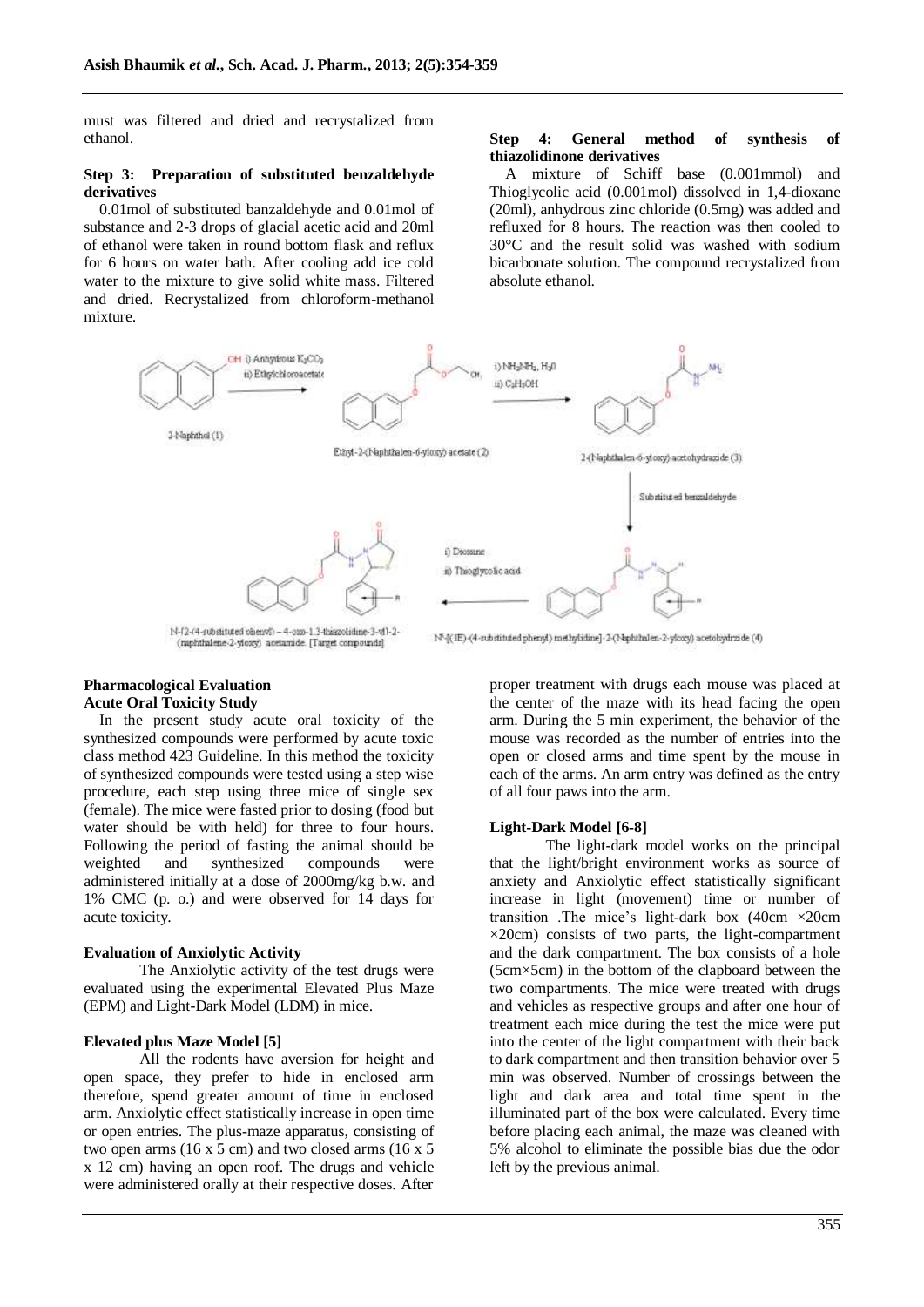must was filtered and dried and recrystalized from ethanol.

**Step 3: Preparation of substituted benzaldehyde derivatives**

0.01mol of substituted banzaldehyde and 0.01mol of substance and 2-3 drops of glacial acetic acid and 20ml of ethanol were taken in round bottom flask and reflux for 6 hours on water bath. After cooling add ice cold water to the mixture to give solid white mass. Filtered and dried. Recrystalized from chloroform-methanol mixture.

**Step 4: General method of synthesis of thiazolidinone derivatives**

A mixture of Schiff base (0.001mmol) and Thioglycolic acid (0.001mol) dissolved in 1,4-dioxane (20ml), anhydrous zinc chloride (0.5mg) was added and refluxed for 8 hours. The reaction was then cooled to 30°C and the result solid was washed with sodium bicarbonate solution. The compound recrystalized from absolute ethanol.

2-Naphthol (1) — i) Anhydrous $K_2CO_3$, ii) Ethylchloroacetate → Ethyl-2-(Naphthalen-6-yloxy) acetate (2) — i) $NH_2NH_2$, $H_20$, ii) $C_2H_5OH$ → 2-(Naphthalen-6-yloxy) acetohydrazide (3) — Substituted benzaldehyde → N'-[(1E)-(4-substituted phenyl) methylidine]-2-(Naphthalen-2-yloxy) acetohydrzide (4) — i) Dioxane, ii) Thioglycolic acid → N-[2-(4-substituted phenyl) – 4-oxo-1,3-thiazolidine-3-yl]-2-(naphthalene-2-yloxy) acetamide. [Target compounds]

## Pharmacological Evaluation

### Acute Oral Toxicity Study

In the present study acute oral toxicity of the synthesized compounds were performed by acute toxic class method 423 Guideline. In this method the toxicity of synthesized compounds were tested using a step wise procedure, each step using three mice of single sex (female). The mice were fasted prior to dosing (food but water should be with held) for three to four hours. Following the period of fasting the animal should be weighted and synthesized compounds were administered initially at a dose of 2000mg/kg b.w. and 1% CMC (p. o.) and were observed for 14 days for acute toxicity.

### Evaluation of Anxiolytic Activity

The Anxiolytic activity of the test drugs were evaluated using the experimental Elevated Plus Maze (EPM) and Light-Dark Model (LDM) in mice.

### Elevated plus Maze Model [5]

All the rodents have aversion for height and open space, they prefer to hide in enclosed arm therefore, spend greater amount of time in enclosed arm. Anxiolytic effect statistically increase in open time or open entries. The plus-maze apparatus, consisting of two open arms (16 x 5 cm) and two closed arms (16 x 5 x 12 cm) having an open roof. The drugs and vehicle were administered orally at their respective doses. After proper treatment with drugs each mouse was placed at the center of the maze with its head facing the open arm. During the 5 min experiment, the behavior of the mouse was recorded as the number of entries into the open or closed arms and time spent by the mouse in each of the arms. An arm entry was defined as the entry of all four paws into the arm.

### Light-Dark Model [6-8]

The light-dark model works on the principal that the light/bright environment works as source of anxiety and Anxiolytic effect statistically significant increase in light (movement) time or number of transition .The mice's light-dark box (40cm ×20cm ×20cm) consists of two parts, the light-compartment and the dark compartment. The box consists of a hole (5cm×5cm) in the bottom of the clapboard between the two compartments. The mice were treated with drugs and vehicles as respective groups and after one hour of treatment each mice during the test the mice were put into the center of the light compartment with their back to dark compartment and then transition behavior over 5 min was observed. Number of crossings between the light and dark area and total time spent in the illuminated part of the box were calculated. Every time before placing each animal, the maze was cleaned with 5% alcohol to eliminate the possible bias due the odor left by the previous animal.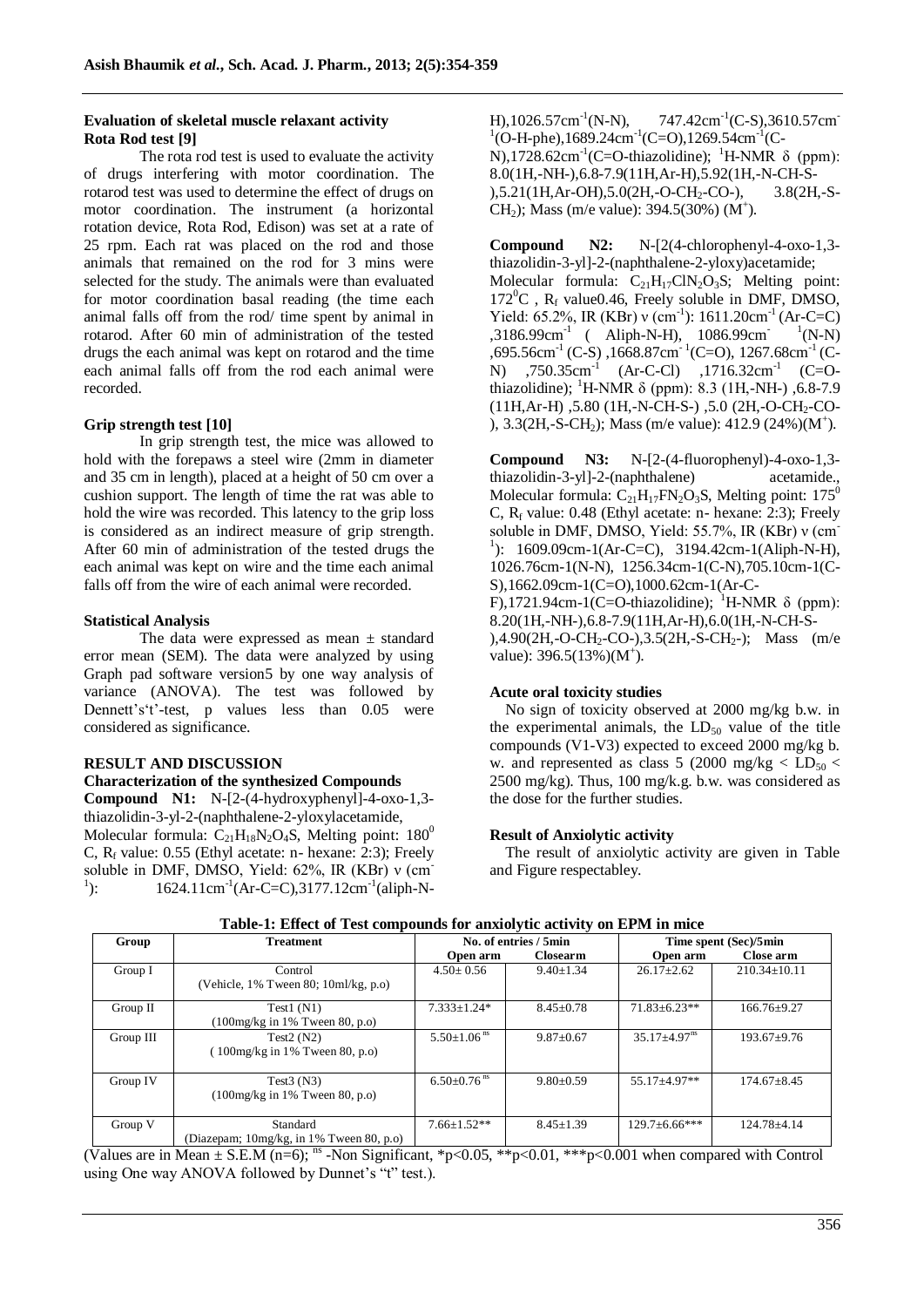### Evaluation of skeletal muscle relaxant activity

**Rota Rod test [9]**

The rota rod test is used to evaluate the activity of drugs interfering with motor coordination. The rotarod test was used to determine the effect of drugs on motor coordination. The instrument (a horizontal rotation device, Rota Rod, Edison) was set at a rate of 25 rpm. Each rat was placed on the rod and those animals that remained on the rod for 3 mins were selected for the study. The animals were than evaluated for motor coordination basal reading (the time each animal falls off from the rod/ time spent by animal in rotarod. After 60 min of administration of the tested drugs the each animal was kept on rotarod and the time each animal falls off from the rod each animal were recorded.

**Grip strength test [10]**

In grip strength test, the mice was allowed to hold with the forepaws a steel wire (2mm in diameter and 35 cm in length), placed at a height of 50 cm over a cushion support. The length of time the rat was able to hold the wire was recorded. This latency to the grip loss is considered as an indirect measure of grip strength. After 60 min of administration of the tested drugs the each animal was kept on wire and the time each animal falls off from the wire of each animal were recorded.

**Statistical Analysis**

The data were expressed as mean ± standard error mean (SEM). The data were analyzed by using Graph pad software version5 by one way analysis of variance (ANOVA). The test was followed by Dennett's't'-test, p values less than 0.05 were considered as significance.

## RESULT AND DISCUSSION

**Characterization of the synthesized Compounds**

**Compound N1:** N-[2-(4-hydroxyphenyl]-4-oxo-1,3-thiazolidin-3-yl-2-(naphthalene-2-yloxylacetamide, Molecular formula: $C_{21}H_{18}N_2O_4S$, Melting point: $180^0$ C, $R_f$ value: 0.55 (Ethyl acetate: n- hexane: 2:3); Freely soluble in DMF, DMSO, Yield: 62%, IR (KBr) ν ($cm^{-1}$): 1624.11$cm^{-1}$(Ar-C=C),3177.12$cm^{-1}$(aliph-N-H),1026.57$cm^{-1}$(N-N), 747.42$cm^{-1}$(C-S),3610.57$cm^{-1}$(O-H-phe),1689.24$cm^{-1}$(C=O),1269.54$cm^{-1}$(C-N),1728.62$cm^{-1}$(C=O-thiazolidine); $^1$H-NMR δ (ppm): 8.0(1H,-NH-),6.8-7.9(11H,Ar-H),5.92(1H,-N-CH-S-),5.21(1H,Ar-OH),5.0(2H,-O-$CH_2$-CO-), 3.8(2H,-S-$CH_2$); Mass (m/e value): 394.5(30%) ($M^+$).

**Compound N2:** N-[2(4-chlorophenyl-4-oxo-1,3-thiazolidin-3-yl]-2-(naphthalene-2-yloxy)acetamide; Molecular formula: $C_{21}H_{17}ClN_2O_3S$; Melting point: $172^0$C , $R_f$ value0.46, Freely soluble in DMF, DMSO, Yield: 65.2%, IR (KBr) ν ($cm^{-1}$): 1611.20$cm^{-1}$ (Ar-C=C) ,3186.99$cm^{-1}$ ( Aliph-N-H), 1086.99$cm^{-1}$(N-N) ,695.56$cm^{-1}$ (C-S) ,1668.87$cm^{-1}$(C=O), 1267.68$cm^{-1}$ (C-N) ,750.35$cm^{-1}$ (Ar-C-Cl) ,1716.32$cm^{-1}$ (C=O-thiazolidine); $^1$H-NMR δ (ppm): 8.3 (1H,-NH-) ,6.8-7.9 (11H,Ar-H) ,5.80 (1H,-N-CH-S-) ,5.0 (2H,-O-$CH_2$-CO-), 3.3(2H,-S-$CH_2$); Mass (m/e value): 412.9 (24%)($M^+$).

**Compound N3:** N-[2-(4-fluorophenyl)-4-oxo-1,3-thiazolidin-3-yl]-2-(naphthalene) acetamide., Molecular formula: $C_{21}H_{17}FN_2O_3S$, Melting point: $175^0$ C, $R_f$ value: 0.48 (Ethyl acetate: n- hexane: 2:3); Freely soluble in DMF, DMSO, Yield: 55.7%, IR (KBr) ν ($cm^{-1}$): 1609.09cm-1(Ar-C=C), 3194.42cm-1(Aliph-N-H), 1026.76cm-1(N-N), 1256.34cm-1(C-N),705.10cm-1(C-S),1662.09cm-1(C=O),1000.62cm-1(Ar-C-F),1721.94cm-1(C=O-thiazolidine); $^1$H-NMR δ (ppm): 8.20(1H,-NH-),6.8-7.9(11H,Ar-H),6.0(1H,-N-CH-S-),4.90(2H,-O-$CH_2$-CO-),3.5(2H,-S-$CH_2$-); Mass (m/e value): 396.5(13%)($M^+$).

**Acute oral toxicity studies**

No sign of toxicity observed at 2000 mg/kg b.w. in the experimental animals, the $LD_{50}$ value of the title compounds (V1-V3) expected to exceed 2000 mg/kg b. w. and represented as class 5 (2000 mg/kg < $LD_{50}$ < 2500 mg/kg). Thus, 100 mg/k.g. b.w. was considered as the dose for the further studies.

**Result of Anxiolytic activity**

The result of anxiolytic activity are given in Table and Figure respectabley.

**Table-1: Effect of Test compounds for anxiolytic activity on EPM in mice**

| Group | Treatment | No. of entries / 5min | | Time spent (Sec)/5min | |
|---|---|---|---|---|---|
| | | Open arm | Closearm | Open arm | Close arm |
| Group I | Control (Vehicle, 1% Tween 80; 10ml/kg, p.o) | 4.50± 0.56 | 9.40±1.34 | 26.17±2.62 | 210.34±10.11 |
| Group II | Test1 (N1) (100mg/kg in 1% Tween 80, p.o) | 7.333±1.24* | 8.45±0.78 | 71.83±6.23** | 166.76±9.27 |
| Group III | Test2 (N2) ( 100mg/kg in 1% Tween 80, p.o) | 5.50±1.06 $^{ns}$ | 9.87±0.67 | 35.17±4.97$^{ns}$ | 193.67±9.76 |
| Group IV | Test3 (N3) (100mg/kg in 1% Tween 80, p.o) | 6.50±0.76 $^{ns}$ | 9.80±0.59 | 55.17±4.97** | 174.67±8.45 |
| Group V | Standard (Diazepam; 10mg/kg, in 1% Tween 80, p.o) | 7.66±1.52** | 8.45±1.39 | 129.7±6.66*** | 124.78±4.14 |

(Values are in Mean ± S.E.M (n=6); $^{ns}$ -Non Significant, *p<0.05, **p<0.01, ***p<0.001 when compared with Control using One way ANOVA followed by Dunnet's "t" test.).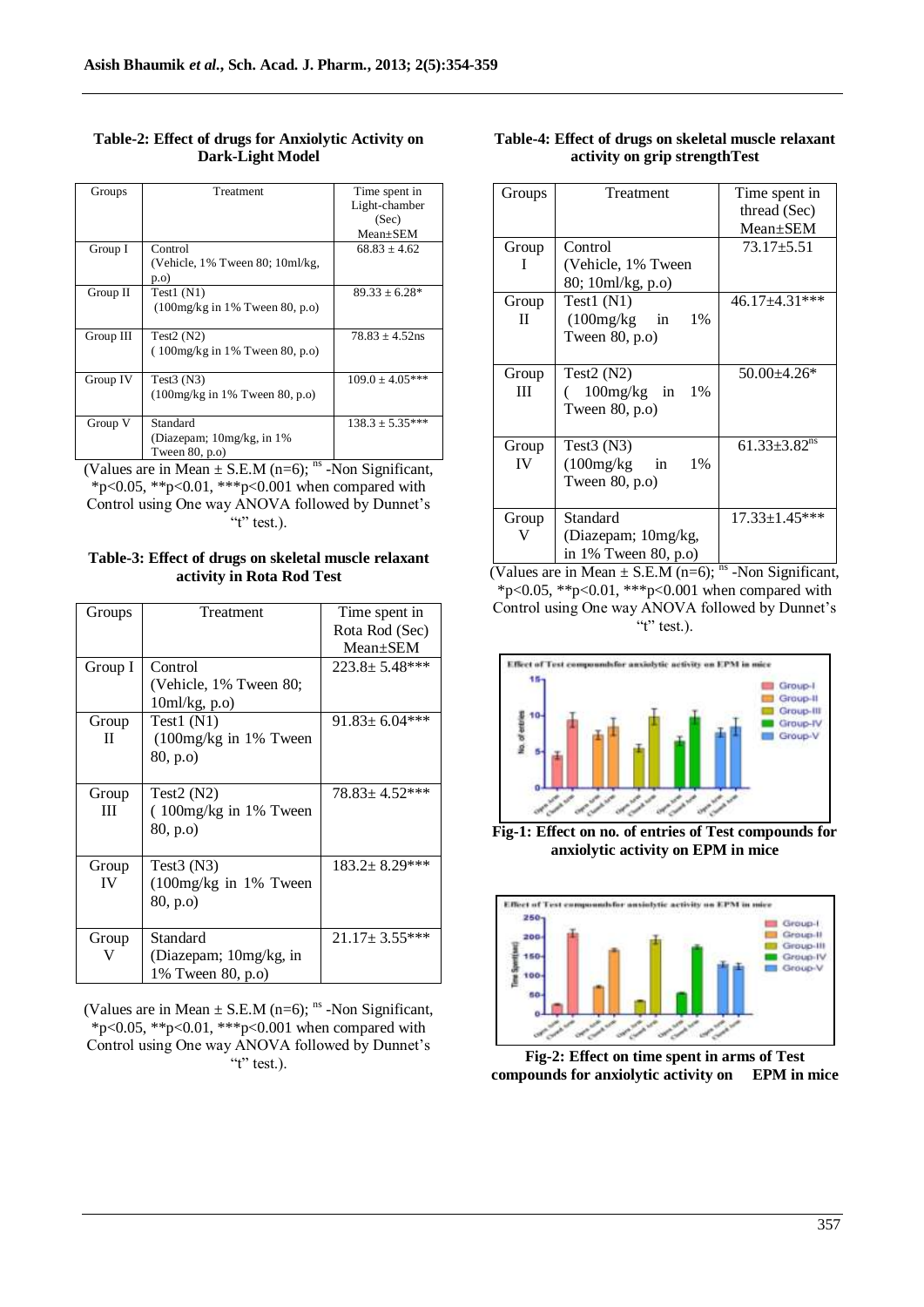**Table-2: Effect of drugs for Anxiolytic Activity on Dark-Light Model**

| Groups | Treatment | Time spent in Light-chamber (Sec) Mean±SEM |
|---|---|---|
| Group I | Control (Vehicle, 1% Tween 80; 10ml/kg, p.o) | 68.83 ± 4.62 |
| Group II | Test1 (N1) (100mg/kg in 1% Tween 80, p.o) | 89.33 ± 6.28* |
| Group III | Test2 (N2) ( 100mg/kg in 1% Tween 80, p.o) | 78.83 ± 4.52ns |
| Group IV | Test3 (N3) (100mg/kg in 1% Tween 80, p.o) | 109.0 ± 4.05*** |
| Group V | Standard (Diazepam; 10mg/kg, in 1% Tween 80, p.o) | 138.3 ± 5.35*** |

(Values are in Mean ± S.E.M (n=6); ns -Non Significant, *p<0.05, **p<0.01, ***p<0.001 when compared with Control using One way ANOVA followed by Dunnet's "t" test.).

**Table-3: Effect of drugs on skeletal muscle relaxant activity in Rota Rod Test**

| Groups | Treatment | Time spent in Rota Rod (Sec) Mean±SEM |
|---|---|---|
| Group I | Control (Vehicle, 1% Tween 80; 10ml/kg, p.o) | 223.8± 5.48*** |
| Group II | Test1 (N1) (100mg/kg in 1% Tween 80, p.o) | 91.83± 6.04*** |
| Group III | Test2 (N2) ( 100mg/kg in 1% Tween 80, p.o) | 78.83± 4.52*** |
| Group IV | Test3 (N3) (100mg/kg in 1% Tween 80, p.o) | 183.2± 8.29*** |
| Group V | Standard (Diazepam; 10mg/kg, in 1% Tween 80, p.o) | 21.17± 3.55*** |

(Values are in Mean ± S.E.M (n=6); ns -Non Significant, *p<0.05, **p<0.01, ***p<0.001 when compared with Control using One way ANOVA followed by Dunnet's "t" test.).

**Table-4: Effect of drugs on skeletal muscle relaxant activity on grip strengthTest**

| Groups | Treatment | Time spent in thread (Sec) Mean±SEM |
|---|---|---|
| Group I | Control (Vehicle, 1% Tween 80; 10ml/kg, p.o) | 73.17±5.51 |
| Group II | Test1 (N1) (100mg/kg in 1% Tween 80, p.o) | 46.17±4.31*** |
| Group III | Test2 (N2) ( 100mg/kg in 1% Tween 80, p.o) | 50.00±4.26* |
| Group IV | Test3 (N3) (100mg/kg in 1% Tween 80, p.o) | 61.33±3.82ns |
| Group V | Standard (Diazepam; 10mg/kg, in 1% Tween 80, p.o) | 17.33±1.45*** |

(Values are in Mean ± S.E.M (n=6); ns -Non Significant, *p<0.05, **p<0.01, ***p<0.001 when compared with Control using One way ANOVA followed by Dunnet's "t" test.).

**Fig-1: Effect on no. of entries of Test compounds for anxiolytic activity on EPM in mice**

**Fig-2: Effect on time spent in arms of Test compounds for anxiolytic activity on EPM in mice**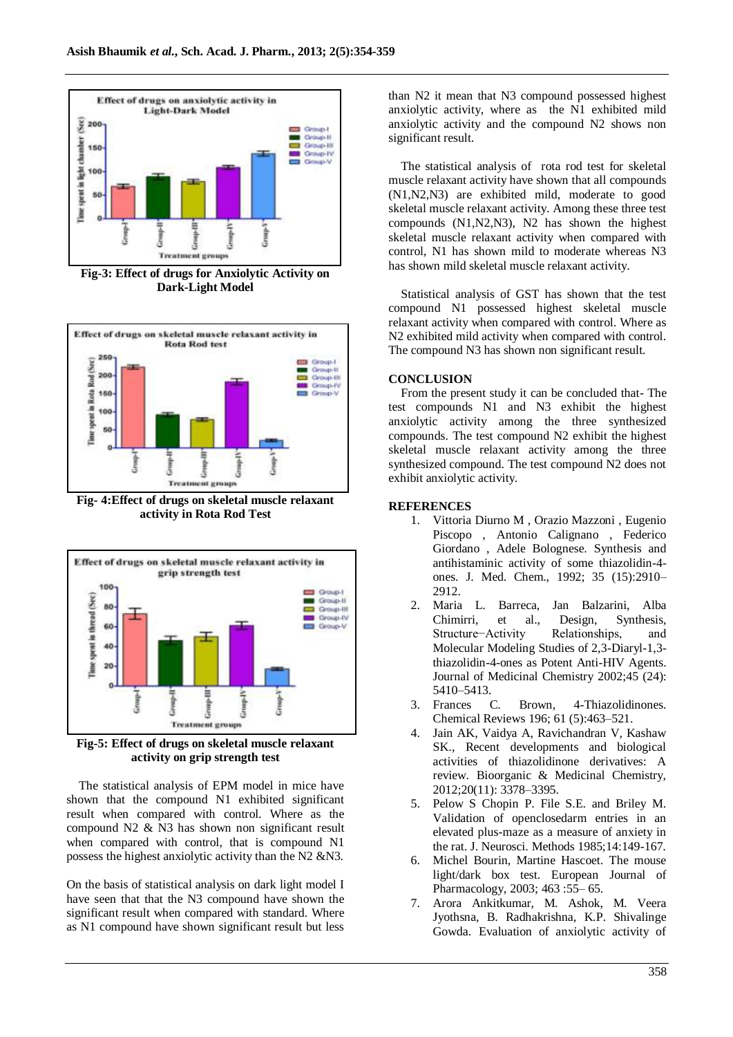Fig-3: Effect of drugs for Anxiolytic Activity on Dark-Light Model

Fig- 4:Effect of drugs on skeletal muscle relaxant activity in Rota Rod Test

Fig-5: Effect of drugs on skeletal muscle relaxant activity on grip strength test

The statistical analysis of EPM model in mice have shown that the compound N1 exhibited significant result when compared with control. Where as the compound N2 & N3 has shown non significant result when compared with control, that is compound N1 possess the highest anxiolytic activity than the N2 &N3.

On the basis of statistical analysis on dark light model I have seen that that the N3 compound have shown the significant result when compared with standard. Where as N1 compound have shown significant result but less than N2 it mean that N3 compound possessed highest anxiolytic activity, where as the N1 exhibited mild anxiolytic activity and the compound N2 shows non significant result.

The statistical analysis of rota rod test for skeletal muscle relaxant activity have shown that all compounds (N1,N2,N3) are exhibited mild, moderate to good skeletal muscle relaxant activity. Among these three test compounds (N1,N2,N3), N2 has shown the highest skeletal muscle relaxant activity when compared with control, N1 has shown mild to moderate whereas N3 has shown mild skeletal muscle relaxant activity.

Statistical analysis of GST has shown that the test compound N1 possessed highest skeletal muscle relaxant activity when compared with control. Where as N2 exhibited mild activity when compared with control. The compound N3 has shown non significant result.

## CONCLUSION

From the present study it can be concluded that- The test compounds N1 and N3 exhibit the highest anxiolytic activity among the three synthesized compounds. The test compound N2 exhibit the highest skeletal muscle relaxant activity among the three synthesized compound. The test compound N2 does not exhibit anxiolytic activity.

## REFERENCES

1. Vittoria Diurno M , Orazio Mazzoni , Eugenio Piscopo , Antonio Calignano , Federico Giordano , Adele Bolognese. Synthesis and antihistaminic activity of some thiazolidin-4-ones. J. Med. Chem., 1992; 35 (15):2910–2912.
2. Maria L. Barreca, Jan Balzarini, Alba Chimirri, et al., Design, Synthesis, Structure−Activity Relationships, and Molecular Modeling Studies of 2,3-Diaryl-1,3-thiazolidin-4-ones as Potent Anti-HIV Agents. Journal of Medicinal Chemistry 2002;45 (24): 5410–5413.
3. Frances C. Brown, 4-Thiazolidinones. Chemical Reviews 196; 61 (5):463–521.
4. Jain AK, Vaidya A, Ravichandran V, Kashaw SK., Recent developments and biological activities of thiazolidinone derivatives: A review. Bioorganic & Medicinal Chemistry, 2012;20(11): 3378–3395.
5. Pelow S Chopin P. File S.E. and Briley M. Validation of openclosedarm entries in an elevated plus-maze as a measure of anxiety in the rat. J. Neurosci. Methods 1985;14:149-167.
6. Michel Bourin, Martine Hascoet. The mouse light/dark box test. European Journal of Pharmacology, 2003; 463 :55– 65.
7. Arora Ankitkumar, M. Ashok, M. Veera Jyothsna, B. Radhakrishna, K.P. Shivalinge Gowda. Evaluation of anxiolytic activity of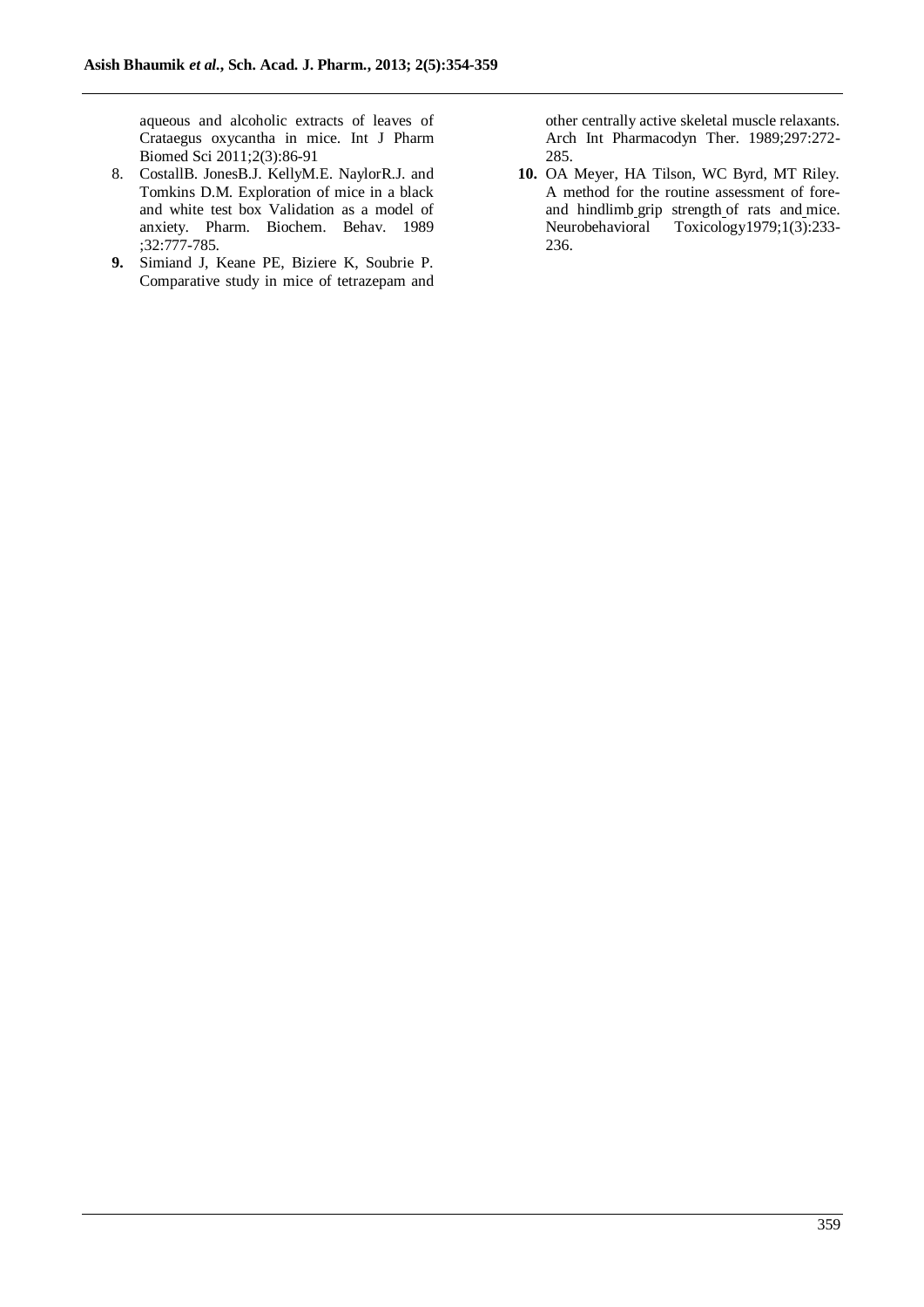aqueous and alcoholic extracts of leaves of Crataegus oxycantha in mice. Int J Pharm Biomed Sci 2011;2(3):86-91

8. CostallB. JonesB.J. KellyM.E. NaylorR.J. and Tomkins D.M. Exploration of mice in a black and white test box Validation as a model of anxiety. Pharm. Biochem. Behav. 1989 ;32:777-785.
9. Simiand J, Keane PE, Biziere K, Soubrie P. Comparative study in mice of tetrazepam and other centrally active skeletal muscle relaxants. Arch Int Pharmacodyn Ther. 1989;297:272-285.
10. OA Meyer, HA Tilson, WC Byrd, MT Riley. A method for the routine assessment of fore- and hindlimb grip strength of rats and mice. Neurobehavioral Toxicology1979;1(3):233-236.